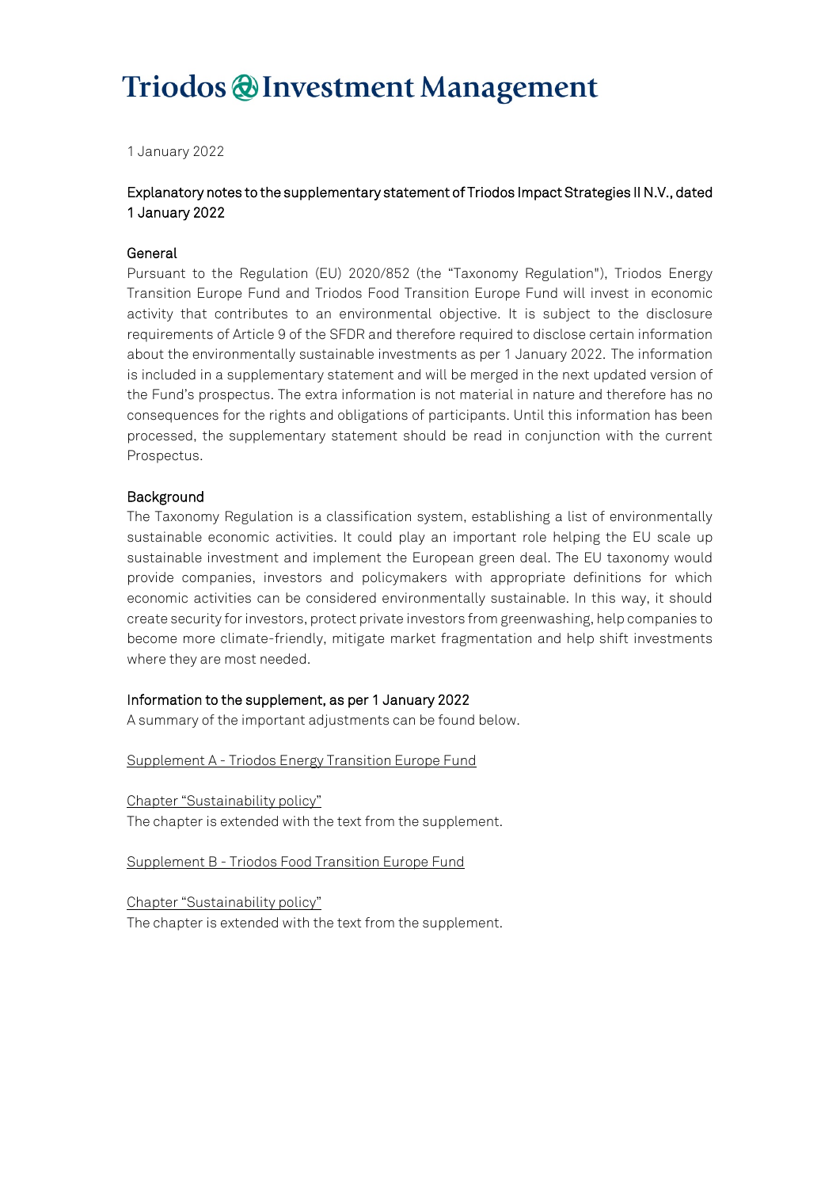# Triodos Investment Management

1 January 2022

## Explanatory notes to the supplementary statement of Triodos Impact Strategies II N.V., dated 1 January 2022

### General

Pursuant to the Regulation (EU) 2020/852 (the "Taxonomy Regulation"), Triodos Energy Transition Europe Fund and Triodos Food Transition Europe Fund will invest in economic activity that contributes to an environmental objective. It is subject to the disclosure requirements of Article 9 of the SFDR and therefore required to disclose certain information about the environmentally sustainable investments as per 1 January 2022. The information is included in a supplementary statement and will be merged in the next updated version of the Fund's prospectus. The extra information is not material in nature and therefore has no consequences for the rights and obligations of participants. Until this information has been processed, the supplementary statement should be read in conjunction with the current Prospectus.

### Background

The Taxonomy Regulation is a classification system, establishing a list of environmentally sustainable economic activities. It could play an important role helping the EU scale up sustainable investment and implement the European green deal. The EU taxonomy would provide companies, investors and policymakers with appropriate definitions for which economic activities can be considered environmentally sustainable. In this way, it should create security for investors, protect private investors from greenwashing, help companies to become more climate-friendly, mitigate market fragmentation and help shift investments where they are most needed.

### Information to the supplement, as per 1 January 2022

A summary of the important adjustments can be found below.

Supplement A - Triodos Energy Transition Europe Fund

Chapter "Sustainability policy"
The chapter is extended with the text from the supplement.

Supplement B - Triodos Food Transition Europe Fund

Chapter "Sustainability policy"
The chapter is extended with the text from the supplement.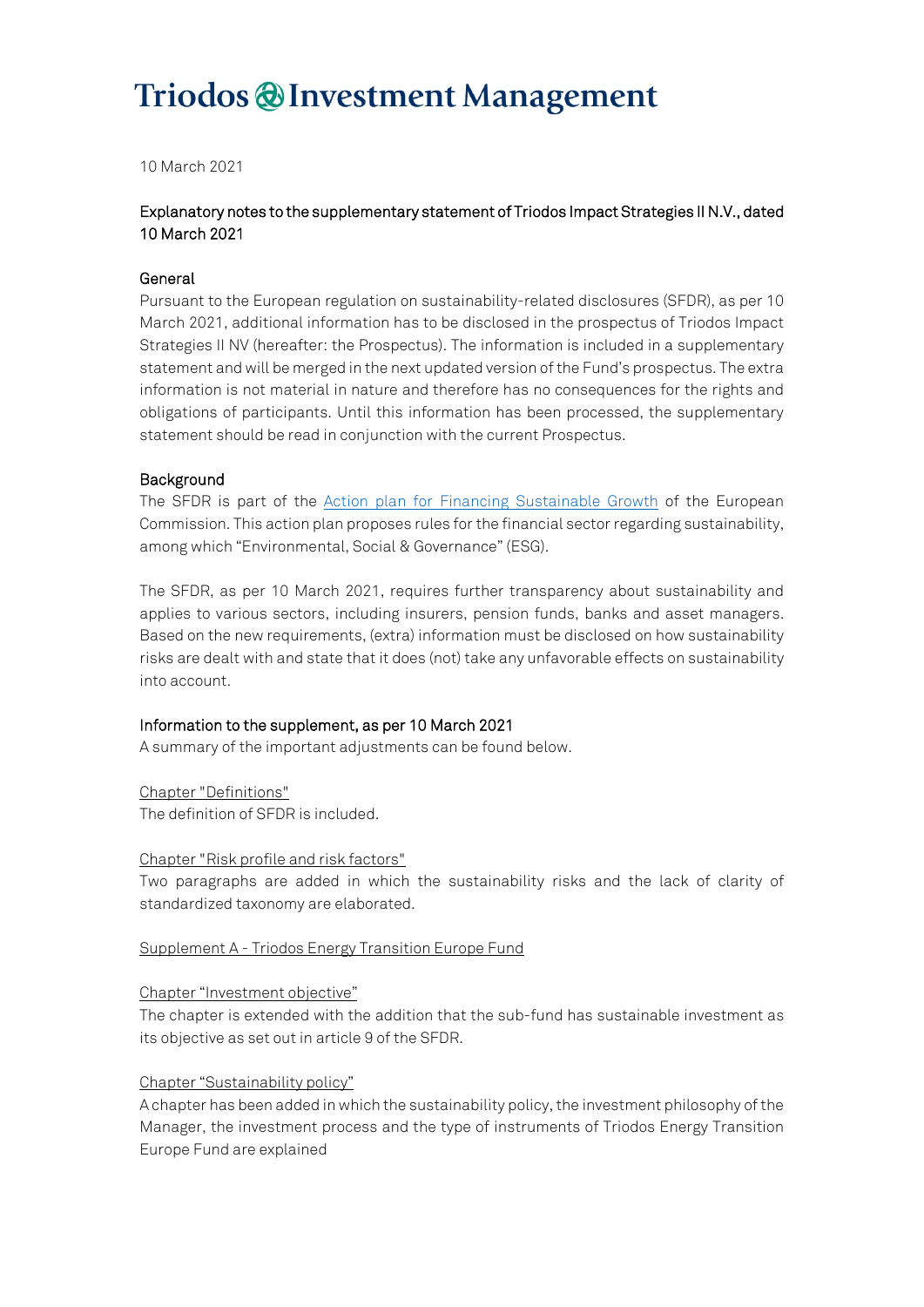# Triodos Investment Management

10 March 2021

## Explanatory notes to the supplementary statement of Triodos Impact Strategies II N.V., dated 10 March 2021

### General

Pursuant to the European regulation on sustainability-related disclosures (SFDR), as per 10 March 2021, additional information has to be disclosed in the prospectus of Triodos Impact Strategies II NV (hereafter: the Prospectus). The information is included in a supplementary statement and will be merged in the next updated version of the Fund's prospectus. The extra information is not material in nature and therefore has no consequences for the rights and obligations of participants. Until this information has been processed, the supplementary statement should be read in conjunction with the current Prospectus.

### Background

The SFDR is part of the Action plan for Financing Sustainable Growth of the European Commission. This action plan proposes rules for the financial sector regarding sustainability, among which "Environmental, Social & Governance" (ESG).

The SFDR, as per 10 March 2021, requires further transparency about sustainability and applies to various sectors, including insurers, pension funds, banks and asset managers. Based on the new requirements, (extra) information must be disclosed on how sustainability risks are dealt with and state that it does (not) take any unfavorable effects on sustainability into account.

### Information to the supplement, as per 10 March 2021

A summary of the important adjustments can be found below.

Chapter "Definitions"

The definition of SFDR is included.

Chapter "Risk profile and risk factors"

Two paragraphs are added in which the sustainability risks and the lack of clarity of standardized taxonomy are elaborated.

Supplement A - Triodos Energy Transition Europe Fund

Chapter "Investment objective"

The chapter is extended with the addition that the sub-fund has sustainable investment as its objective as set out in article 9 of the SFDR.

Chapter "Sustainability policy"

A chapter has been added in which the sustainability policy, the investment philosophy of the Manager, the investment process and the type of instruments of Triodos Energy Transition Europe Fund are explained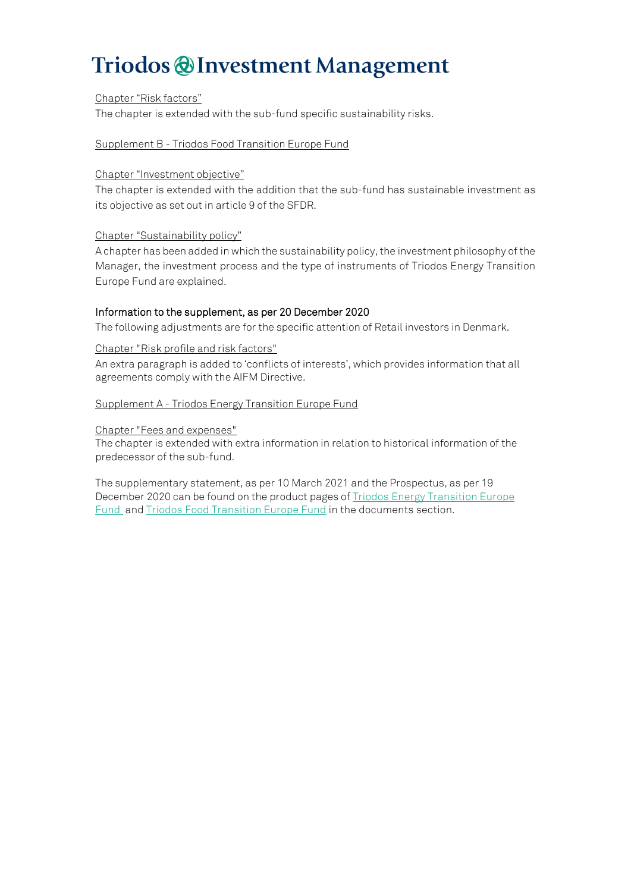# Triodos Investment Management

Chapter "Risk factors"

The chapter is extended with the sub-fund specific sustainability risks.

Supplement B - Triodos Food Transition Europe Fund

Chapter "Investment objective"

The chapter is extended with the addition that the sub-fund has sustainable investment as its objective as set out in article 9 of the SFDR.

Chapter "Sustainability policy"

A chapter has been added in which the sustainability policy, the investment philosophy of the Manager, the investment process and the type of instruments of Triodos Energy Transition Europe Fund are explained.

**Information to the supplement, as per 20 December 2020**

The following adjustments are for the specific attention of Retail investors in Denmark.

Chapter "Risk profile and risk factors"

An extra paragraph is added to 'conflicts of interests', which provides information that all agreements comply with the AIFM Directive.

Supplement A - Triodos Energy Transition Europe Fund

Chapter "Fees and expenses"

The chapter is extended with extra information in relation to historical information of the predecessor of the sub-fund.

The supplementary statement, as per 10 March 2021 and the Prospectus, as per 19 December 2020 can be found on the product pages of Triodos Energy Transition Europe Fund and Triodos Food Transition Europe Fund in the documents section.